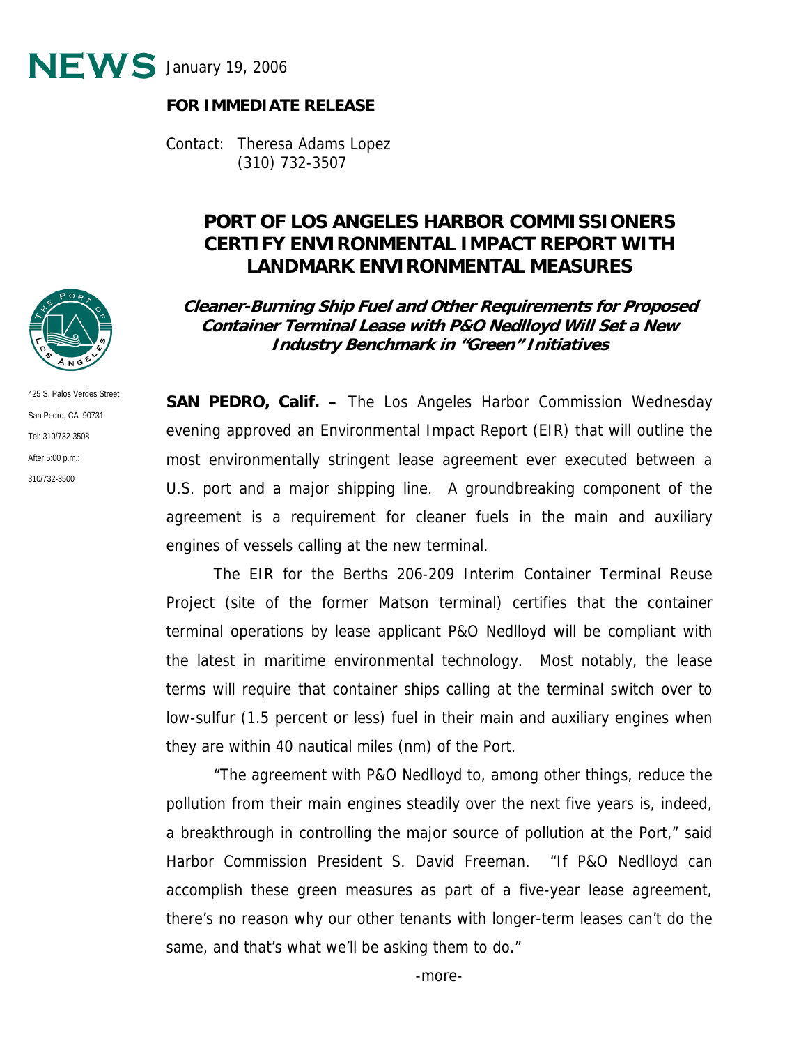**NEWS** January 19, 2006

**FOR IMMEDIATE RELEASE**

Contact: Theresa Adams Lopez
(310) 732-3507

425 S. Palos Verdes Street
San Pedro, CA 90731
Tel: 310/732-3508
After 5:00 p.m.:
310/732-3500

# PORT OF LOS ANGELES HARBOR COMMISSIONERS CERTIFY ENVIRONMENTAL IMPACT REPORT WITH LANDMARK ENVIRONMENTAL MEASURES

## *Cleaner-Burning Ship Fuel and Other Requirements for Proposed Container Terminal Lease with P&O Nedlloyd Will Set a New Industry Benchmark in "Green" Initiatives*

**SAN PEDRO, Calif. –** The Los Angeles Harbor Commission Wednesday evening approved an Environmental Impact Report (EIR) that will outline the most environmentally stringent lease agreement ever executed between a U.S. port and a major shipping line. A groundbreaking component of the agreement is a requirement for cleaner fuels in the main and auxiliary engines of vessels calling at the new terminal.

The EIR for the Berths 206-209 Interim Container Terminal Reuse Project (site of the former Matson terminal) certifies that the container terminal operations by lease applicant P&O Nedlloyd will be compliant with the latest in maritime environmental technology. Most notably, the lease terms will require that container ships calling at the terminal switch over to low-sulfur (1.5 percent or less) fuel in their main and auxiliary engines when they are within 40 nautical miles (nm) of the Port.

"The agreement with P&O Nedlloyd to, among other things, reduce the pollution from their main engines steadily over the next five years is, indeed, a breakthrough in controlling the major source of pollution at the Port," said Harbor Commission President S. David Freeman. "If P&O Nedlloyd can accomplish these green measures as part of a five-year lease agreement, there's no reason why our other tenants with longer-term leases can't do the same, and that's what we'll be asking them to do."

-more-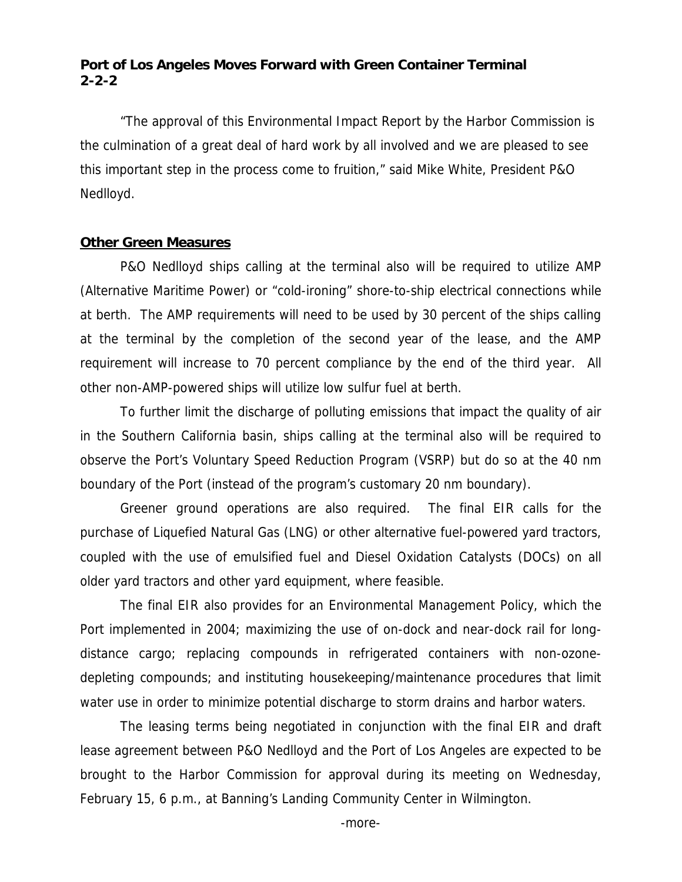“The approval of this Environmental Impact Report by the Harbor Commission is the culmination of a great deal of hard work by all involved and we are pleased to see this important step in the process come to fruition,” said Mike White, President P&O Nedlloyd.

## **Other Green Measures**

P&O Nedlloyd ships calling at the terminal also will be required to utilize AMP (Alternative Maritime Power) or “cold-ironing” shore-to-ship electrical connections while at berth. The AMP requirements will need to be used by 30 percent of the ships calling at the terminal by the completion of the second year of the lease, and the AMP requirement will increase to 70 percent compliance by the end of the third year. All other non-AMP-powered ships will utilize low sulfur fuel at berth.

To further limit the discharge of polluting emissions that impact the quality of air in the Southern California basin, ships calling at the terminal also will be required to observe the Port’s Voluntary Speed Reduction Program (VSRP) but do so at the 40 nm boundary of the Port (instead of the program’s customary 20 nm boundary).

Greener ground operations are also required. The final EIR calls for the purchase of Liquefied Natural Gas (LNG) or other alternative fuel-powered yard tractors, coupled with the use of emulsified fuel and Diesel Oxidation Catalysts (DOCs) on all older yard tractors and other yard equipment, where feasible.

The final EIR also provides for an Environmental Management Policy, which the Port implemented in 2004; maximizing the use of on-dock and near-dock rail for long-distance cargo; replacing compounds in refrigerated containers with non-ozone-depleting compounds; and instituting housekeeping/maintenance procedures that limit water use in order to minimize potential discharge to storm drains and harbor waters.

The leasing terms being negotiated in conjunction with the final EIR and draft lease agreement between P&O Nedlloyd and the Port of Los Angeles are expected to be brought to the Harbor Commission for approval during its meeting on Wednesday, February 15, 6 p.m., at Banning’s Landing Community Center in Wilmington.

-more-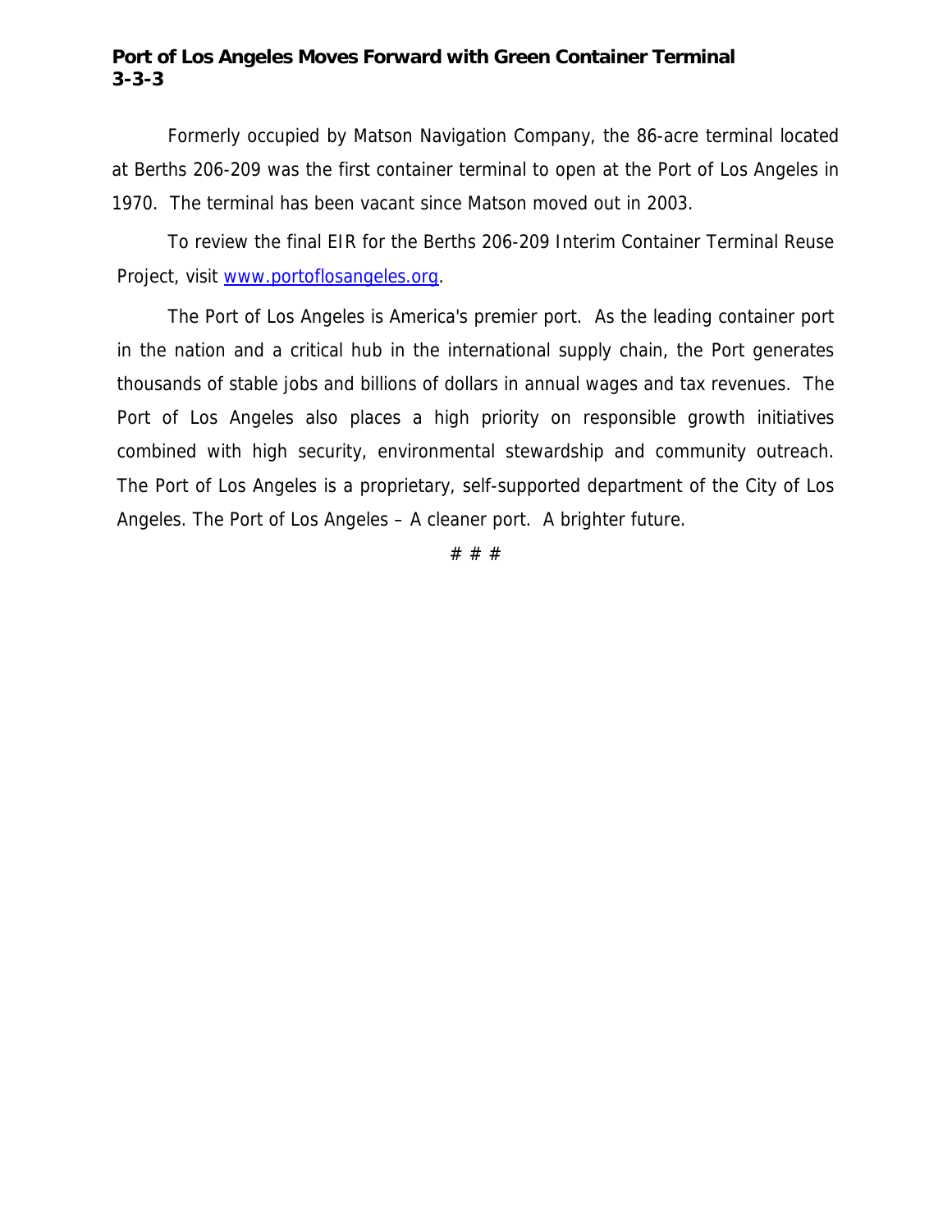Formerly occupied by Matson Navigation Company, the 86-acre terminal located at Berths 206-209 was the first container terminal to open at the Port of Los Angeles in 1970. The terminal has been vacant since Matson moved out in 2003.

To review the final EIR for the Berths 206-209 Interim Container Terminal Reuse Project, visit www.portoflosangeles.org.

The Port of Los Angeles is America's premier port. As the leading container port in the nation and a critical hub in the international supply chain, the Port generates thousands of stable jobs and billions of dollars in annual wages and tax revenues. The Port of Los Angeles also places a high priority on responsible growth initiatives combined with high security, environmental stewardship and community outreach. The Port of Los Angeles is a proprietary, self-supported department of the City of Los Angeles. The Port of Los Angeles – A cleaner port. A brighter future.

# # #